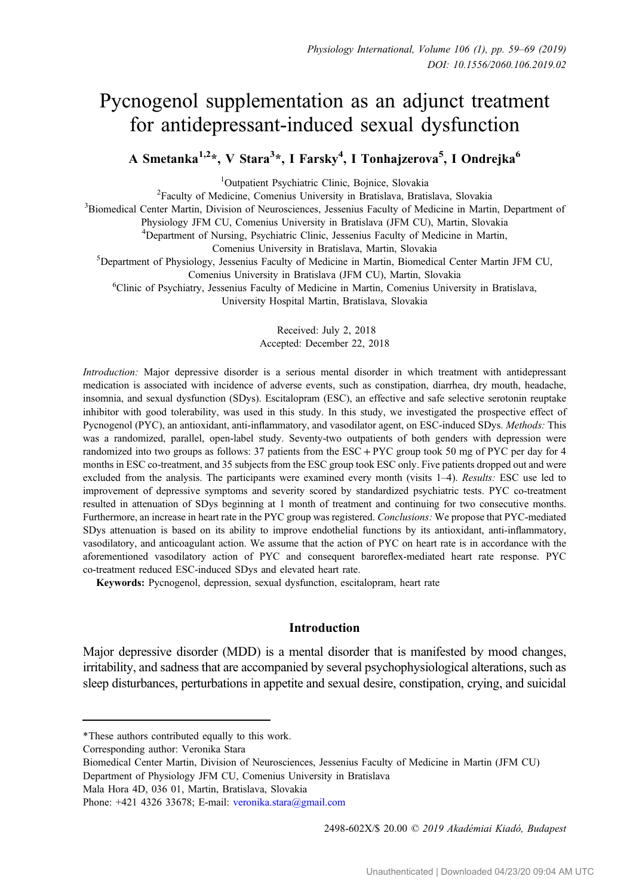# Pycnogenol supplementation as an adjunct treatment for antidepressant-induced sexual dysfunction

**A Smetanka[1,2]*, V Stara[3]*, I Farsky[4], I Tonhajzerova[5], I Ondrejka[6]**

[1]Outpatient Psychiatric Clinic, Bojnice, Slovakia
[2]Faculty of Medicine, Comenius University in Bratislava, Bratislava, Slovakia
[3]Biomedical Center Martin, Division of Neurosciences, Jessenius Faculty of Medicine in Martin, Department of Physiology JFM CU, Comenius University in Bratislava (JFM CU), Martin, Slovakia
[4]Department of Nursing, Psychiatric Clinic, Jessenius Faculty of Medicine in Martin, Comenius University in Bratislava, Martin, Slovakia
[5]Department of Physiology, Jessenius Faculty of Medicine in Martin, Biomedical Center Martin JFM CU, Comenius University in Bratislava (JFM CU), Martin, Slovakia
[6]Clinic of Psychiatry, Jessenius Faculty of Medicine in Martin, Comenius University in Bratislava, University Hospital Martin, Bratislava, Slovakia

Received: July 2, 2018
Accepted: December 22, 2018

*Introduction:* Major depressive disorder is a serious mental disorder in which treatment with antidepressant medication is associated with incidence of adverse events, such as constipation, diarrhea, dry mouth, headache, insomnia, and sexual dysfunction (SDys). Escitalopram (ESC), an effective and safe selective serotonin reuptake inhibitor with good tolerability, was used in this study. In this study, we investigated the prospective effect of Pycnogenol (PYC), an antioxidant, anti-inflammatory, and vasodilator agent, on ESC-induced SDys. *Methods:* This was a randomized, parallel, open-label study. Seventy-two outpatients of both genders with depression were randomized into two groups as follows: 37 patients from the ESC + PYC group took 50 mg of PYC per day for 4 months in ESC co-treatment, and 35 subjects from the ESC group took ESC only. Five patients dropped out and were excluded from the analysis. The participants were examined every month (visits 1–4). *Results:* ESC use led to improvement of depressive symptoms and severity scored by standardized psychiatric tests. PYC co-treatment resulted in attenuation of SDys beginning at 1 month of treatment and continuing for two consecutive months. Furthermore, an increase in heart rate in the PYC group was registered. *Conclusions:* We propose that PYC-mediated SDys attenuation is based on its ability to improve endothelial functions by its antioxidant, anti-inflammatory, vasodilatory, and anticoagulant action. We assume that the action of PYC on heart rate is in accordance with the aforementioned vasodilatory action of PYC and consequent baroreflex-mediated heart rate response. PYC co-treatment reduced ESC-induced SDys and elevated heart rate.

**Keywords:** Pycnogenol, depression, sexual dysfunction, escitalopram, heart rate

## Introduction

Major depressive disorder (MDD) is a mental disorder that is manifested by mood changes, irritability, and sadness that are accompanied by several psychophysiological alterations, such as sleep disturbances, perturbations in appetite and sexual desire, constipation, crying, and suicidal

*These authors contributed equally to this work.

Corresponding author: Veronika Stara
Biomedical Center Martin, Division of Neurosciences, Jessenius Faculty of Medicine in Martin (JFM CU)
Department of Physiology JFM CU, Comenius University in Bratislava
Mala Hora 4D, 036 01, Martin, Bratislava, Slovakia
Phone: +421 4326 33678; E-mail: veronika.stara@gmail.com

2498-602X/$ 20.00 © 2019 Akadémiai Kiadó, Budapest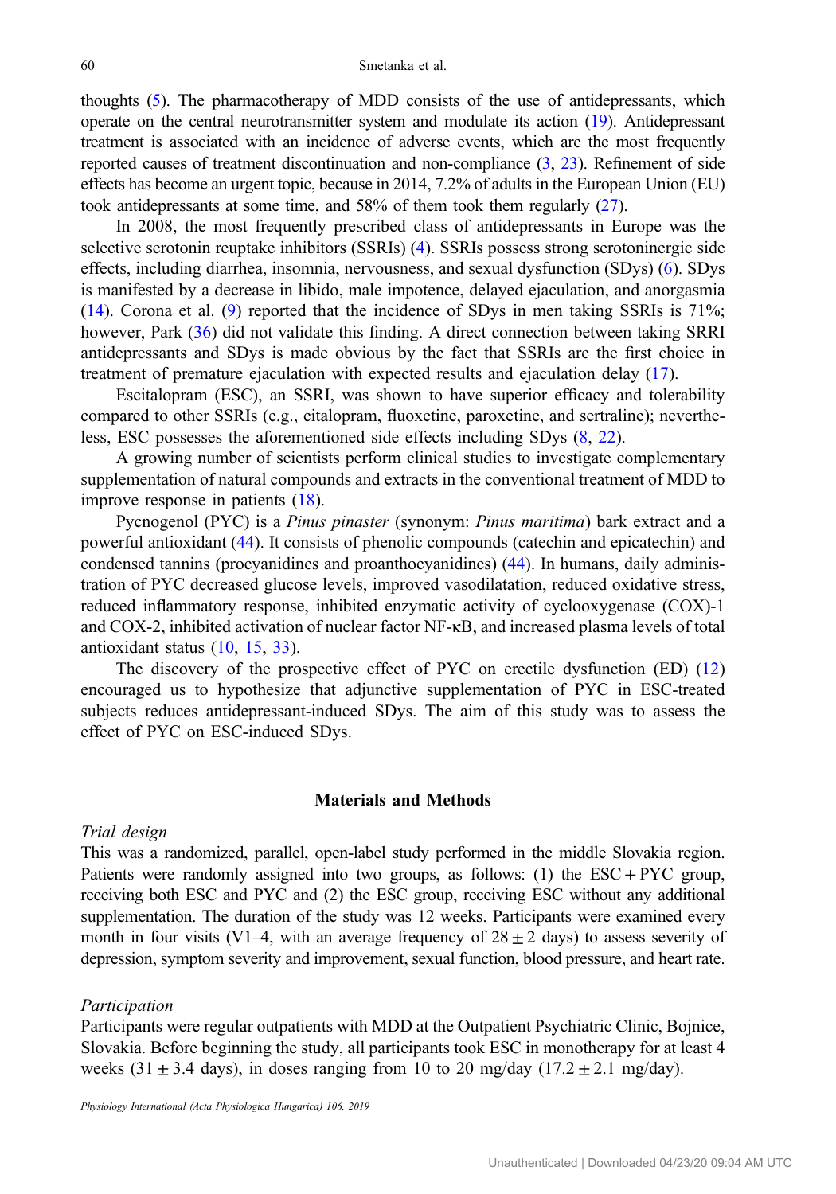thoughts (5). The pharmacotherapy of MDD consists of the use of antidepressants, which operate on the central neurotransmitter system and modulate its action (19). Antidepressant treatment is associated with an incidence of adverse events, which are the most frequently reported causes of treatment discontinuation and non-compliance (3, 23). Refinement of side effects has become an urgent topic, because in 2014, 7.2% of adults in the European Union (EU) took antidepressants at some time, and 58% of them took them regularly (27).

In 2008, the most frequently prescribed class of antidepressants in Europe was the selective serotonin reuptake inhibitors (SSRIs) (4). SSRIs possess strong serotoninergic side effects, including diarrhea, insomnia, nervousness, and sexual dysfunction (SDys) (6). SDys is manifested by a decrease in libido, male impotence, delayed ejaculation, and anorgasmia (14). Corona et al. (9) reported that the incidence of SDys in men taking SSRIs is 71%; however, Park (36) did not validate this finding. A direct connection between taking SRRI antidepressants and SDys is made obvious by the fact that SSRIs are the first choice in treatment of premature ejaculation with expected results and ejaculation delay (17).

Escitalopram (ESC), an SSRI, was shown to have superior efficacy and tolerability compared to other SSRIs (e.g., citalopram, fluoxetine, paroxetine, and sertraline); nevertheless, ESC possesses the aforementioned side effects including SDys (8, 22).

A growing number of scientists perform clinical studies to investigate complementary supplementation of natural compounds and extracts in the conventional treatment of MDD to improve response in patients (18).

Pycnogenol (PYC) is a *Pinus pinaster* (synonym: *Pinus maritima*) bark extract and a powerful antioxidant (44). It consists of phenolic compounds (catechin and epicatechin) and condensed tannins (procyanidines and proanthocyanidines) (44). In humans, daily administration of PYC decreased glucose levels, improved vasodilatation, reduced oxidative stress, reduced inflammatory response, inhibited enzymatic activity of cyclooxygenase (COX)-1 and COX-2, inhibited activation of nuclear factor NF-κB, and increased plasma levels of total antioxidant status (10, 15, 33).

The discovery of the prospective effect of PYC on erectile dysfunction (ED) (12) encouraged us to hypothesize that adjunctive supplementation of PYC in ESC-treated subjects reduces antidepressant-induced SDys. The aim of this study was to assess the effect of PYC on ESC-induced SDys.

## Materials and Methods

### *Trial design*

This was a randomized, parallel, open-label study performed in the middle Slovakia region. Patients were randomly assigned into two groups, as follows: (1) the ESC + PYC group, receiving both ESC and PYC and (2) the ESC group, receiving ESC without any additional supplementation. The duration of the study was 12 weeks. Participants were examined every month in four visits (V1–4, with an average frequency of $28 \pm 2$ days) to assess severity of depression, symptom severity and improvement, sexual function, blood pressure, and heart rate.

### *Participation*

Participants were regular outpatients with MDD at the Outpatient Psychiatric Clinic, Bojnice, Slovakia. Before beginning the study, all participants took ESC in monotherapy for at least 4 weeks ($31 \pm 3.4$ days), in doses ranging from 10 to 20 mg/day ($17.2 \pm 2.1$ mg/day).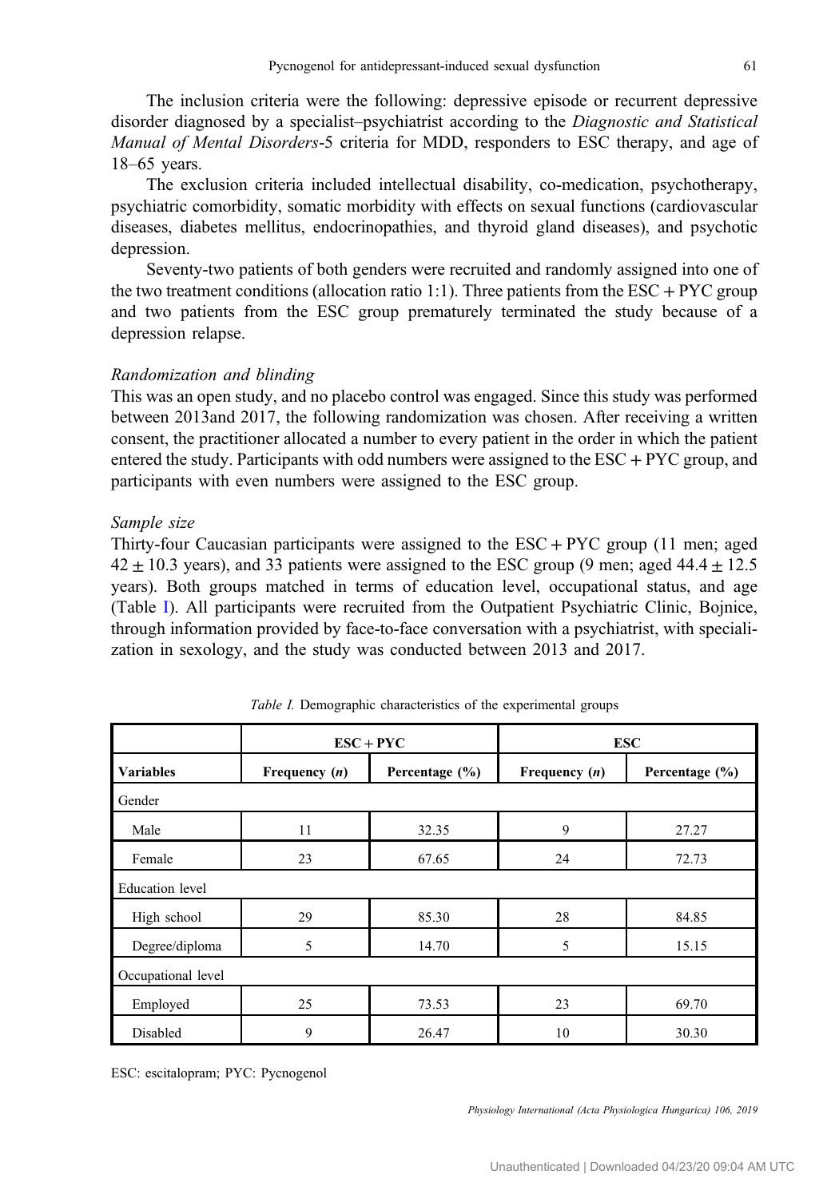The inclusion criteria were the following: depressive episode or recurrent depressive disorder diagnosed by a specialist–psychiatrist according to the *Diagnostic and Statistical Manual of Mental Disorders*-5 criteria for MDD, responders to ESC therapy, and age of 18–65 years.

The exclusion criteria included intellectual disability, co-medication, psychotherapy, psychiatric comorbidity, somatic morbidity with effects on sexual functions (cardiovascular diseases, diabetes mellitus, endocrinopathies, and thyroid gland diseases), and psychotic depression.

Seventy-two patients of both genders were recruited and randomly assigned into one of the two treatment conditions (allocation ratio 1:1). Three patients from the ESC + PYC group and two patients from the ESC group prematurely terminated the study because of a depression relapse.

### *Randomization and blinding*

This was an open study, and no placebo control was engaged. Since this study was performed between 2013and 2017, the following randomization was chosen. After receiving a written consent, the practitioner allocated a number to every patient in the order in which the patient entered the study. Participants with odd numbers were assigned to the ESC + PYC group, and participants with even numbers were assigned to the ESC group.

### *Sample size*

Thirty-four Caucasian participants were assigned to the ESC + PYC group (11 men; aged $42 \pm 10.3$ years), and 33 patients were assigned to the ESC group (9 men; aged $44.4 \pm 12.5$ years). Both groups matched in terms of education level, occupational status, and age (Table I). All participants were recruited from the Outpatient Psychiatric Clinic, Bojnice, through information provided by face-to-face conversation with a psychiatrist, with specialization in sexology, and the study was conducted between 2013 and 2017.

*Table I.* Demographic characteristics of the experimental groups

| | ESC + PYC | | ESC | |
|---|---|---|---|---|
| **Variables** | **Frequency (*n*)** | **Percentage (%)** | **Frequency (*n*)** | **Percentage (%)** |
| Gender | | | | |
| Male | 11 | 32.35 | 9 | 27.27 |
| Female | 23 | 67.65 | 24 | 72.73 |
| Education level | | | | |
| High school | 29 | 85.30 | 28 | 84.85 |
| Degree/diploma | 5 | 14.70 | 5 | 15.15 |
| Occupational level | | | | |
| Employed | 25 | 73.53 | 23 | 69.70 |
| Disabled | 9 | 26.47 | 10 | 30.30 |

ESC: escitalopram; PYC: Pycnogenol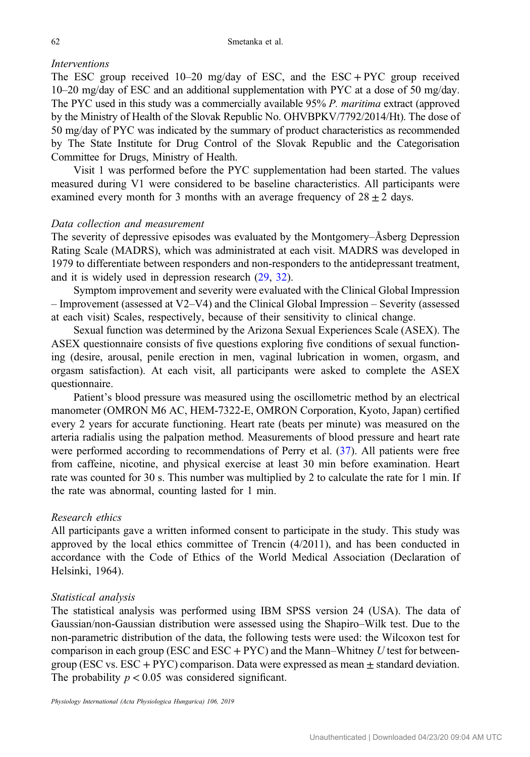### *Interventions*

The ESC group received 10–20 mg/day of ESC, and the ESC + PYC group received 10–20 mg/day of ESC and an additional supplementation with PYC at a dose of 50 mg/day. The PYC used in this study was a commercially available 95% *P. maritima* extract (approved by the Ministry of Health of the Slovak Republic No. OHVBPKV/7792/2014/Ht). The dose of 50 mg/day of PYC was indicated by the summary of product characteristics as recommended by The State Institute for Drug Control of the Slovak Republic and the Categorisation Committee for Drugs, Ministry of Health.

Visit 1 was performed before the PYC supplementation had been started. The values measured during V1 were considered to be baseline characteristics. All participants were examined every month for 3 months with an average frequency of $28 \pm 2$ days.

### *Data collection and measurement*

The severity of depressive episodes was evaluated by the Montgomery–Åsberg Depression Rating Scale (MADRS), which was administrated at each visit. MADRS was developed in 1979 to differentiate between responders and non-responders to the antidepressant treatment, and it is widely used in depression research (29, 32).

Symptom improvement and severity were evaluated with the Clinical Global Impression – Improvement (assessed at V2–V4) and the Clinical Global Impression – Severity (assessed at each visit) Scales, respectively, because of their sensitivity to clinical change.

Sexual function was determined by the Arizona Sexual Experiences Scale (ASEX). The ASEX questionnaire consists of five questions exploring five conditions of sexual functioning (desire, arousal, penile erection in men, vaginal lubrication in women, orgasm, and orgasm satisfaction). At each visit, all participants were asked to complete the ASEX questionnaire.

Patient's blood pressure was measured using the oscillometric method by an electrical manometer (OMRON M6 AC, HEM-7322-E, OMRON Corporation, Kyoto, Japan) certified every 2 years for accurate functioning. Heart rate (beats per minute) was measured on the arteria radialis using the palpation method. Measurements of blood pressure and heart rate were performed according to recommendations of Perry et al. (37). All patients were free from caffeine, nicotine, and physical exercise at least 30 min before examination. Heart rate was counted for 30 s. This number was multiplied by 2 to calculate the rate for 1 min. If the rate was abnormal, counting lasted for 1 min.

### *Research ethics*

All participants gave a written informed consent to participate in the study. This study was approved by the local ethics committee of Trencin (4/2011), and has been conducted in accordance with the Code of Ethics of the World Medical Association (Declaration of Helsinki, 1964).

### *Statistical analysis*

The statistical analysis was performed using IBM SPSS version 24 (USA). The data of Gaussian/non-Gaussian distribution were assessed using the Shapiro–Wilk test. Due to the non-parametric distribution of the data, the following tests were used: the Wilcoxon test for comparison in each group (ESC and ESC + PYC) and the Mann–Whitney $U$ test for between-group (ESC vs. ESC + PYC) comparison. Data were expressed as mean ± standard deviation. The probability $p < 0.05$ was considered significant.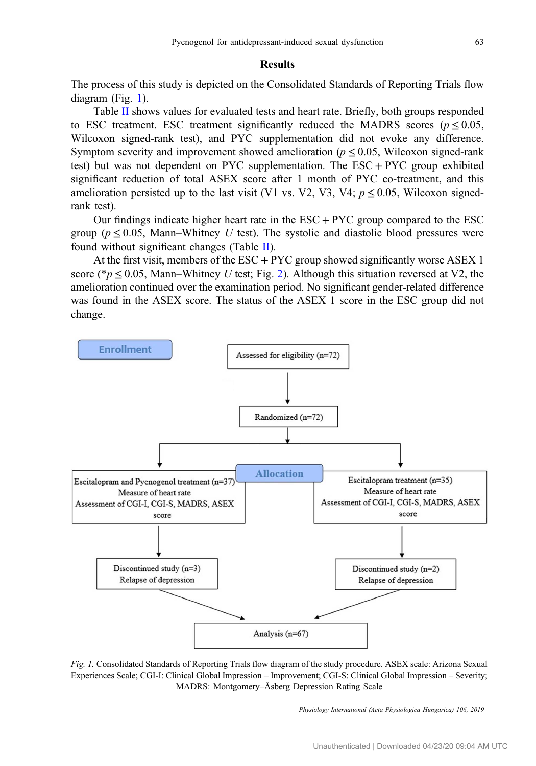## Results

The process of this study is depicted on the Consolidated Standards of Reporting Trials flow diagram (Fig. 1).

Table II shows values for evaluated tests and heart rate. Briefly, both groups responded to ESC treatment. ESC treatment significantly reduced the MADRS scores ($p \leq 0.05$, Wilcoxon signed-rank test), and PYC supplementation did not evoke any difference. Symptom severity and improvement showed amelioration ($p \leq 0.05$, Wilcoxon signed-rank test) but was not dependent on PYC supplementation. The ESC + PYC group exhibited significant reduction of total ASEX score after 1 month of PYC co-treatment, and this amelioration persisted up to the last visit (V1 vs. V2, V3, V4; $p \leq 0.05$, Wilcoxon signed-rank test).

Our findings indicate higher heart rate in the ESC + PYC group compared to the ESC group ($p \leq 0.05$, Mann–Whitney $U$ test). The systolic and diastolic blood pressures were found without significant changes (Table II).

At the first visit, members of the ESC + PYC group showed significantly worse ASEX 1 score ($^*p \leq 0.05$, Mann–Whitney $U$ test; Fig. 2). Although this situation reversed at V2, the amelioration continued over the examination period. No significant gender-related difference was found in the ASEX score. The status of the ASEX 1 score in the ESC group did not change.

Enrollment

Assessed for eligibility (n=72)

Randomized (n=72)

Allocation

Escitalopram and Pycnogenol treatment (n=37)
Measure of heart rate
Assessment of CGI-I, CGI-S, MADRS, ASEX score

Escitalopram treatment (n=35)
Measure of heart rate
Assessment of CGI-I, CGI-S, MADRS, ASEX score

Discontinued study (n=3)
Relapse of depression

Discontinued study (n=2)
Relapse of depression

Analysis (n=67)

*Fig. 1.* Consolidated Standards of Reporting Trials flow diagram of the study procedure. ASEX scale: Arizona Sexual Experiences Scale; CGI-I: Clinical Global Impression – Improvement; CGI-S: Clinical Global Impression – Severity; MADRS: Montgomery–Åsberg Depression Rating Scale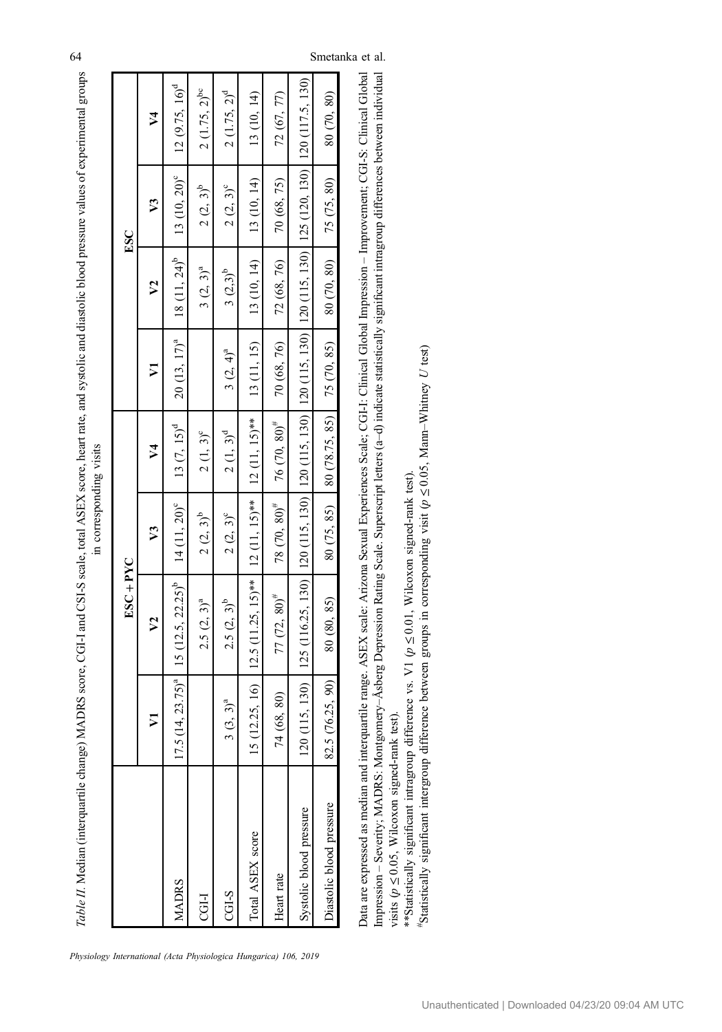*Table II.* Median (interquartile change) MADRS score, CGI-I and CSI-S scale, total ASEX score, heart rate, and systolic and diastolic blood pressure values of experimental groups in corresponding visits

| | ESC + PYC | | | | ESC | | | |
|---|---|---|---|---|---|---|---|---|
| | V1 | V2 | V3 | V4 | V1 | V2 | V3 | V4 |
| MADRS | 17.5 (14, 23.75)[a] | 15 (12.5, 22.25)[b] | 14 (11, 20)[c] | 13 (7, 15)[d] | 20 (13, 17)[a] | 18 (11, 24)[b] | 13 (10, 20)[c] | 12 (9.75, 16)[d] |
| CGI-I | | 2.5 (2, 3)[a] | 2 (2, 3)[b] | 2 (1, 3)[c] | | 3 (2, 3)[a] | 2 (2, 3)[b] | 2 (1.75, 2)[bc] |
| CGI-S | 3 (3, 3)[a] | 2.5 (2, 3)[b] | 2 (2, 3)[c] | 2 (1, 3)[d] | 3 (2, 4)[a] | 3 (2,3)[b] | 2 (2, 3)[c] | 2 (1.75, 2)[d] |
| Total ASEX score | 15 (12.25, 16) | 12.5 (11.25, 15)** | 12 (11, 15)** | 12 (11, 15)** | 13 (11, 15) | 13 (10, 14) | 13 (10, 14) | 13 (10, 14) |
| Heart rate | 74 (68, 80) | 77 (72, 80)[#] | 78 (70, 80)[#] | 76 (70, 80)[#] | 70 (68, 76) | 72 (68, 76) | 70 (68, 75) | 72 (67, 77) |
| Systolic blood pressure | 120 (115, 130) | 125 (116.25, 130) | 120 (115, 130) | 120 (115, 130) | 120 (115, 130) | 120 (115, 130) | 125 (120, 130) | 120 (117.5, 130) |
| Diastolic blood pressure | 82.5 (76.25, 90) | 80 (80, 85) | 80 (75, 85) | 80 (78.75, 85) | 75 (70, 85) | 80 (70, 80) | 75 (75, 80) | 80 (70, 80) |

Data are expressed as median and interquartile range. ASEX scale: Arizona Sexual Experiences Scale; CGI-I: Clinical Global Impression – Improvement; CGI-S: Clinical Global Impression – Severity; MADRS: Montgomery–Åsberg Depression Rating Scale. Superscript letters (a–d) indicate statistically significant intragroup differences between individual visits ($p \leq 0.05$, Wilcoxon signed-rank test).

**Statistically significant intragroup difference *vs.* V1 ($p \leq 0.01$, Wilcoxon signed-rank test).

[#]Statistically significant intergroup difference between groups in corresponding visit ($p \leq 0.05$, Mann–Whitney *U* test)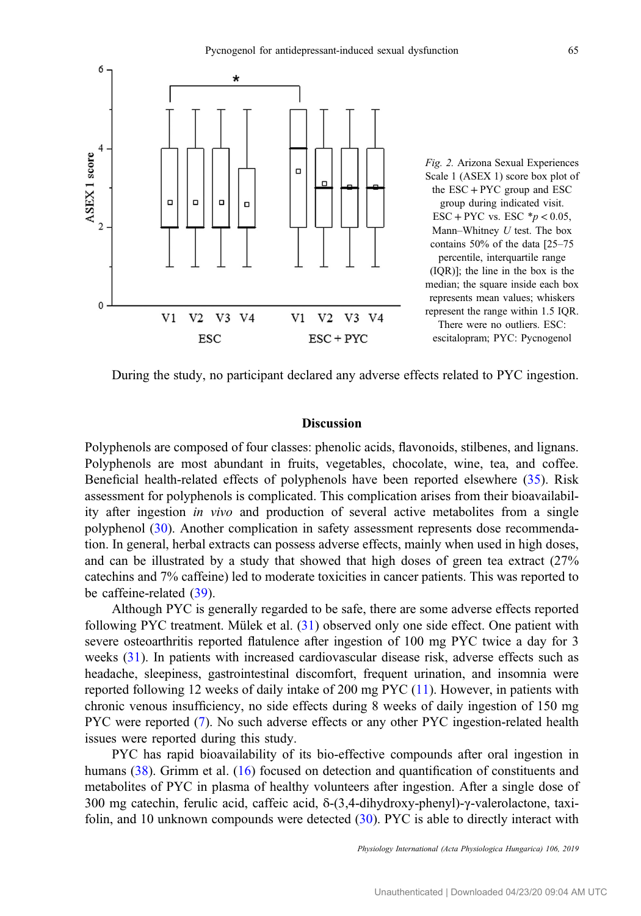*Fig. 2.* Arizona Sexual Experiences Scale 1 (ASEX 1) score box plot of the ESC + PYC group and ESC group during indicated visit. ESC + PYC vs. ESC $*p < 0.05$, Mann–Whitney *U* test. The box contains 50% of the data [25–75 percentile, interquartile range (IQR)]; the line in the box is the median; the square inside each box represents mean values; whiskers represent the range within 1.5 IQR. There were no outliers. ESC: escitalopram; PYC: Pycnogenol

During the study, no participant declared any adverse effects related to PYC ingestion.

## Discussion

Polyphenols are composed of four classes: phenolic acids, flavonoids, stilbenes, and lignans. Polyphenols are most abundant in fruits, vegetables, chocolate, wine, tea, and coffee. Beneficial health-related effects of polyphenols have been reported elsewhere (35). Risk assessment for polyphenols is complicated. This complication arises from their bioavailability after ingestion *in vivo* and production of several active metabolites from a single polyphenol (30). Another complication in safety assessment represents dose recommendation. In general, herbal extracts can possess adverse effects, mainly when used in high doses, and can be illustrated by a study that showed that high doses of green tea extract (27% catechins and 7% caffeine) led to moderate toxicities in cancer patients. This was reported to be caffeine-related (39).

Although PYC is generally regarded to be safe, there are some adverse effects reported following PYC treatment. Mülek et al. (31) observed only one side effect. One patient with severe osteoarthritis reported flatulence after ingestion of 100 mg PYC twice a day for 3 weeks (31). In patients with increased cardiovascular disease risk, adverse effects such as headache, sleepiness, gastrointestinal discomfort, frequent urination, and insomnia were reported following 12 weeks of daily intake of 200 mg PYC (11). However, in patients with chronic venous insufficiency, no side effects during 8 weeks of daily ingestion of 150 mg PYC were reported (7). No such adverse effects or any other PYC ingestion-related health issues were reported during this study.

PYC has rapid bioavailability of its bio-effective compounds after oral ingestion in humans (38). Grimm et al. (16) focused on detection and quantification of constituents and metabolites of PYC in plasma of healthy volunteers after ingestion. After a single dose of 300 mg catechin, ferulic acid, caffeic acid, δ-(3,4-dihydroxy-phenyl)-γ-valerolactone, taxifolin, and 10 unknown compounds were detected (30). PYC is able to directly interact with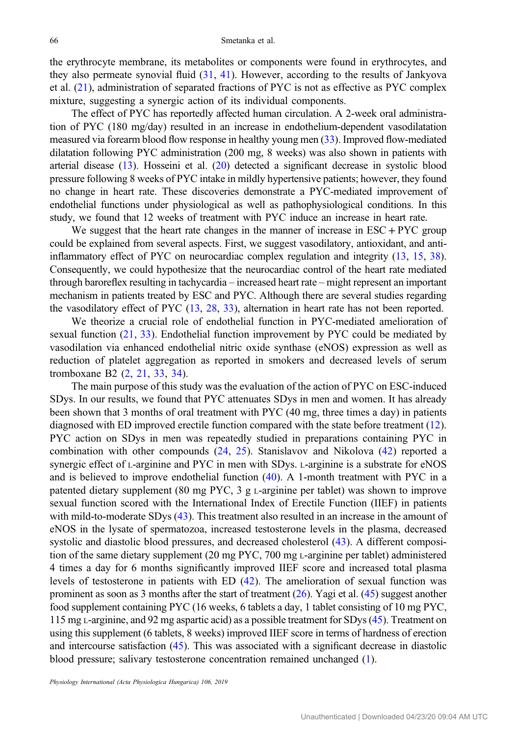the erythrocyte membrane, its metabolites or components were found in erythrocytes, and they also permeate synovial fluid (31, 41). However, according to the results of Jankyova et al. (21), administration of separated fractions of PYC is not as effective as PYC complex mixture, suggesting a synergic action of its individual components.

The effect of PYC has reportedly affected human circulation. A 2-week oral administration of PYC (180 mg/day) resulted in an increase in endothelium-dependent vasodilatation measured via forearm blood flow response in healthy young men (33). Improved flow-mediated dilatation following PYC administration (200 mg, 8 weeks) was also shown in patients with arterial disease (13). Hosseini et al. (20) detected a significant decrease in systolic blood pressure following 8 weeks of PYC intake in mildly hypertensive patients; however, they found no change in heart rate. These discoveries demonstrate a PYC-mediated improvement of endothelial functions under physiological as well as pathophysiological conditions. In this study, we found that 12 weeks of treatment with PYC induce an increase in heart rate.

We suggest that the heart rate changes in the manner of increase in ESC + PYC group could be explained from several aspects. First, we suggest vasodilatory, antioxidant, and anti-inflammatory effect of PYC on neurocardiac complex regulation and integrity (13, 15, 38). Consequently, we could hypothesize that the neurocardiac control of the heart rate mediated through baroreflex resulting in tachycardia – increased heart rate – might represent an important mechanism in patients treated by ESC and PYC. Although there are several studies regarding the vasodilatory effect of PYC (13, 28, 33), alternation in heart rate has not been reported.

We theorize a crucial role of endothelial function in PYC-mediated amelioration of sexual function (21, 33). Endothelial function improvement by PYC could be mediated by vasodilation via enhanced endothelial nitric oxide synthase (eNOS) expression as well as reduction of platelet aggregation as reported in smokers and decreased levels of serum tromboxane B2 (2, 21, 33, 34).

The main purpose of this study was the evaluation of the action of PYC on ESC-induced SDys. In our results, we found that PYC attenuates SDys in men and women. It has already been shown that 3 months of oral treatment with PYC (40 mg, three times a day) in patients diagnosed with ED improved erectile function compared with the state before treatment (12). PYC action on SDys in men was repeatedly studied in preparations containing PYC in combination with other compounds (24, 25). Stanislavov and Nikolova (42) reported a synergic effect of L-arginine and PYC in men with SDys. L-arginine is a substrate for eNOS and is believed to improve endothelial function (40). A 1-month treatment with PYC in a patented dietary supplement (80 mg PYC, 3 g L-arginine per tablet) was shown to improve sexual function scored with the International Index of Erectile Function (IIEF) in patients with mild-to-moderate SDys (43). This treatment also resulted in an increase in the amount of eNOS in the lysate of spermatozoa, increased testosterone levels in the plasma, decreased systolic and diastolic blood pressures, and decreased cholesterol (43). A different composition of the same dietary supplement (20 mg PYC, 700 mg L-arginine per tablet) administered 4 times a day for 6 months significantly improved IIEF score and increased total plasma levels of testosterone in patients with ED (42). The amelioration of sexual function was prominent as soon as 3 months after the start of treatment (26). Yagi et al. (45) suggest another food supplement containing PYC (16 weeks, 6 tablets a day, 1 tablet consisting of 10 mg PYC, 115 mg L-arginine, and 92 mg aspartic acid) as a possible treatment for SDys (45). Treatment on using this supplement (6 tablets, 8 weeks) improved IIEF score in terms of hardness of erection and intercourse satisfaction (45). This was associated with a significant decrease in diastolic blood pressure; salivary testosterone concentration remained unchanged (1).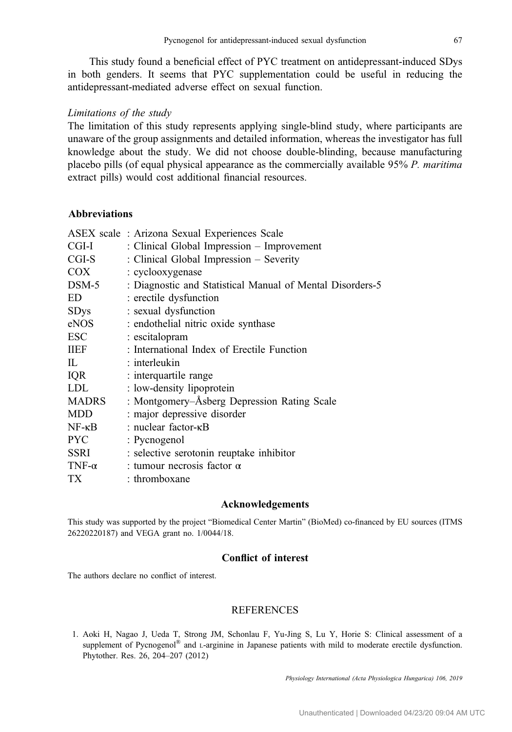This study found a beneficial effect of PYC treatment on antidepressant-induced SDys in both genders. It seems that PYC supplementation could be useful in reducing the antidepressant-mediated adverse effect on sexual function.

*Limitations of the study*

The limitation of this study represents applying single-blind study, where participants are unaware of the group assignments and detailed information, whereas the investigator has full knowledge about the study. We did not choose double-blinding, because manufacturing placebo pills (of equal physical appearance as the commercially available 95% *P. maritima* extract pills) would cost additional financial resources.

## Abbreviations

| | |
|---|---|
| ASEX scale | : Arizona Sexual Experiences Scale |
| CGI-I | : Clinical Global Impression – Improvement |
| CGI-S | : Clinical Global Impression – Severity |
| COX | : cyclooxygenase |
| DSM-5 | : Diagnostic and Statistical Manual of Mental Disorders-5 |
| ED | : erectile dysfunction |
| SDys | : sexual dysfunction |
| eNOS | : endothelial nitric oxide synthase |
| ESC | : escitalopram |
| IIEF | : International Index of Erectile Function |
| IL | : interleukin |
| IQR | : interquartile range |
| LDL | : low-density lipoprotein |
| MADRS | : Montgomery–Åsberg Depression Rating Scale |
| MDD | : major depressive disorder |
| NF-κB | : nuclear factor-κB |
| PYC | : Pycnogenol |
| SSRI | : selective serotonin reuptake inhibitor |
| TNF-α | : tumour necrosis factor α |
| TX | : thromboxane |

## Acknowledgements

This study was supported by the project "Biomedical Center Martin" (BioMed) co-financed by EU sources (ITMS 26220220187) and VEGA grant no. 1/0044/18.

## Conflict of interest

The authors declare no conflict of interest.

## REFERENCES

1. Aoki H, Nagao J, Ueda T, Strong JM, Schonlau F, Yu-Jing S, Lu Y, Horie S: Clinical assessment of a supplement of Pycnogenol® and L-arginine in Japanese patients with mild to moderate erectile dysfunction. Phytother. Res. 26, 204–207 (2012)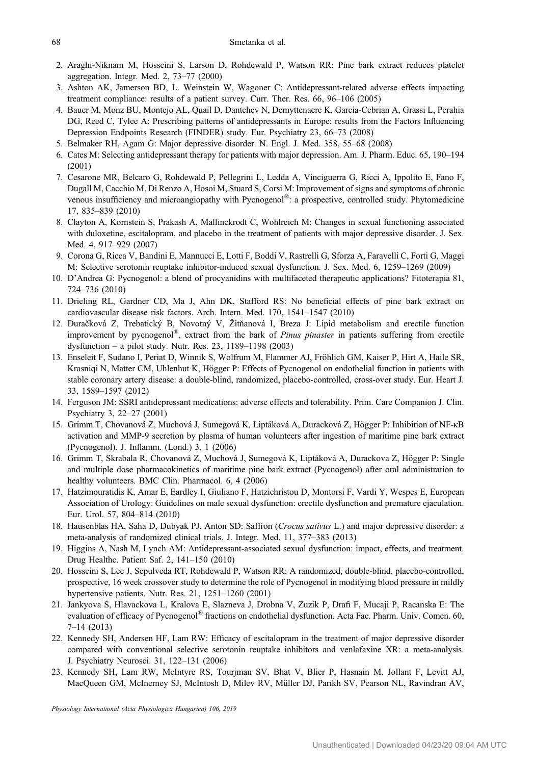2. Araghi-Niknam M, Hosseini S, Larson D, Rohdewald P, Watson RR: Pine bark extract reduces platelet aggregation. Integr. Med. 2, 73–77 (2000)
3. Ashton AK, Jamerson BD, L. Weinstein W, Wagoner C: Antidepressant-related adverse effects impacting treatment compliance: results of a patient survey. Curr. Ther. Res. 66, 96–106 (2005)
4. Bauer M, Monz BU, Montejo AL, Quail D, Dantchev N, Demyttenaere K, Garcia-Cebrian A, Grassi L, Perahia DG, Reed C, Tylee A: Prescribing patterns of antidepressants in Europe: results from the Factors Influencing Depression Endpoints Research (FINDER) study. Eur. Psychiatry 23, 66–73 (2008)
5. Belmaker RH, Agam G: Major depressive disorder. N. Engl. J. Med. 358, 55–68 (2008)
6. Cates M: Selecting antidepressant therapy for patients with major depression. Am. J. Pharm. Educ. 65, 190–194 (2001)
7. Cesarone MR, Belcaro G, Rohdewald P, Pellegrini L, Ledda A, Vinciguerra G, Ricci A, Ippolito E, Fano F, Dugall M, Cacchio M, Di Renzo A, Hosoi M, Stuard S, Corsi M: Improvement of signs and symptoms of chronic venous insufficiency and microangiopathy with Pycnogenol®: a prospective, controlled study. Phytomedicine 17, 835–839 (2010)
8. Clayton A, Kornstein S, Prakash A, Mallinckrodt C, Wohlreich M: Changes in sexual functioning associated with duloxetine, escitalopram, and placebo in the treatment of patients with major depressive disorder. J. Sex. Med. 4, 917–929 (2007)
9. Corona G, Ricca V, Bandini E, Mannucci E, Lotti F, Boddi V, Rastrelli G, Sforza A, Faravelli C, Forti G, Maggi M: Selective serotonin reuptake inhibitor-induced sexual dysfunction. J. Sex. Med. 6, 1259–1269 (2009)
10. D'Andrea G: Pycnogenol: a blend of procyanidins with multifaceted therapeutic applications? Fitoterapia 81, 724–736 (2010)
11. Drieling RL, Gardner CD, Ma J, Ahn DK, Stafford RS: No beneficial effects of pine bark extract on cardiovascular disease risk factors. Arch. Intern. Med. 170, 1541–1547 (2010)
12. Duračková Z, Trebatický B, Novotný V, Žitňanová I, Breza J: Lipid metabolism and erectile function improvement by pycnogenol®, extract from the bark of *Pinus pinaster* in patients suffering from erectile dysfunction – a pilot study. Nutr. Res. 23, 1189–1198 (2003)
13. Enseleit F, Sudano I, Periat D, Winnik S, Wolfrum M, Flammer AJ, Fröhlich GM, Kaiser P, Hirt A, Haile SR, Krasniqi N, Matter CM, Uhlenhut K, Högger P: Effects of Pycnogenol on endothelial function in patients with stable coronary artery disease: a double-blind, randomized, placebo-controlled, cross-over study. Eur. Heart J. 33, 1589–1597 (2012)
14. Ferguson JM: SSRI antidepressant medications: adverse effects and tolerability. Prim. Care Companion J. Clin. Psychiatry 3, 22–27 (2001)
15. Grimm T, Chovanová Z, Muchová J, Sumegová K, Liptáková A, Duracková Z, Högger P: Inhibition of NF-κB activation and MMP-9 secretion by plasma of human volunteers after ingestion of maritime pine bark extract (Pycnogenol). J. Inflamm. (Lond.) 3, 1 (2006)
16. Grimm T, Skrabala R, Chovanová Z, Muchová J, Sumegová K, Liptáková A, Durackova Z, Högger P: Single and multiple dose pharmacokinetics of maritime pine bark extract (Pycnogenol) after oral administration to healthy volunteers. BMC Clin. Pharmacol. 6, 4 (2006)
17. Hatzimouratidis K, Amar E, Eardley I, Giuliano F, Hatzichristou D, Montorsi F, Vardi Y, Wespes E, European Association of Urology: Guidelines on male sexual dysfunction: erectile dysfunction and premature ejaculation. Eur. Urol. 57, 804–814 (2010)
18. Hausenblas HA, Saha D, Dubyak PJ, Anton SD: Saffron (*Crocus sativus* L.) and major depressive disorder: a meta-analysis of randomized clinical trials. J. Integr. Med. 11, 377–383 (2013)
19. Higgins A, Nash M, Lynch AM: Antidepressant-associated sexual dysfunction: impact, effects, and treatment. Drug Healthc. Patient Saf. 2, 141–150 (2010)
20. Hosseini S, Lee J, Sepulveda RT, Rohdewald P, Watson RR: A randomized, double-blind, placebo-controlled, prospective, 16 week crossover study to determine the role of Pycnogenol in modifying blood pressure in mildly hypertensive patients. Nutr. Res. 21, 1251–1260 (2001)
21. Jankyova S, Hlavackova L, Kralova E, Slazneva J, Drobna V, Zuzik P, Drafi F, Mucaji P, Racanska E: The evaluation of efficacy of Pycnogenol® fractions on endothelial dysfunction. Acta Fac. Pharm. Univ. Comen. 60, 7–14 (2013)
22. Kennedy SH, Andersen HF, Lam RW: Efficacy of escitalopram in the treatment of major depressive disorder compared with conventional selective serotonin reuptake inhibitors and venlafaxine XR: a meta-analysis. J. Psychiatry Neurosci. 31, 122–131 (2006)
23. Kennedy SH, Lam RW, McIntyre RS, Tourjman SV, Bhat V, Blier P, Hasnain M, Jollant F, Levitt AJ, MacQueen GM, McInerney SJ, McIntosh D, Milev RV, Müller DJ, Parikh SV, Pearson NL, Ravindran AV,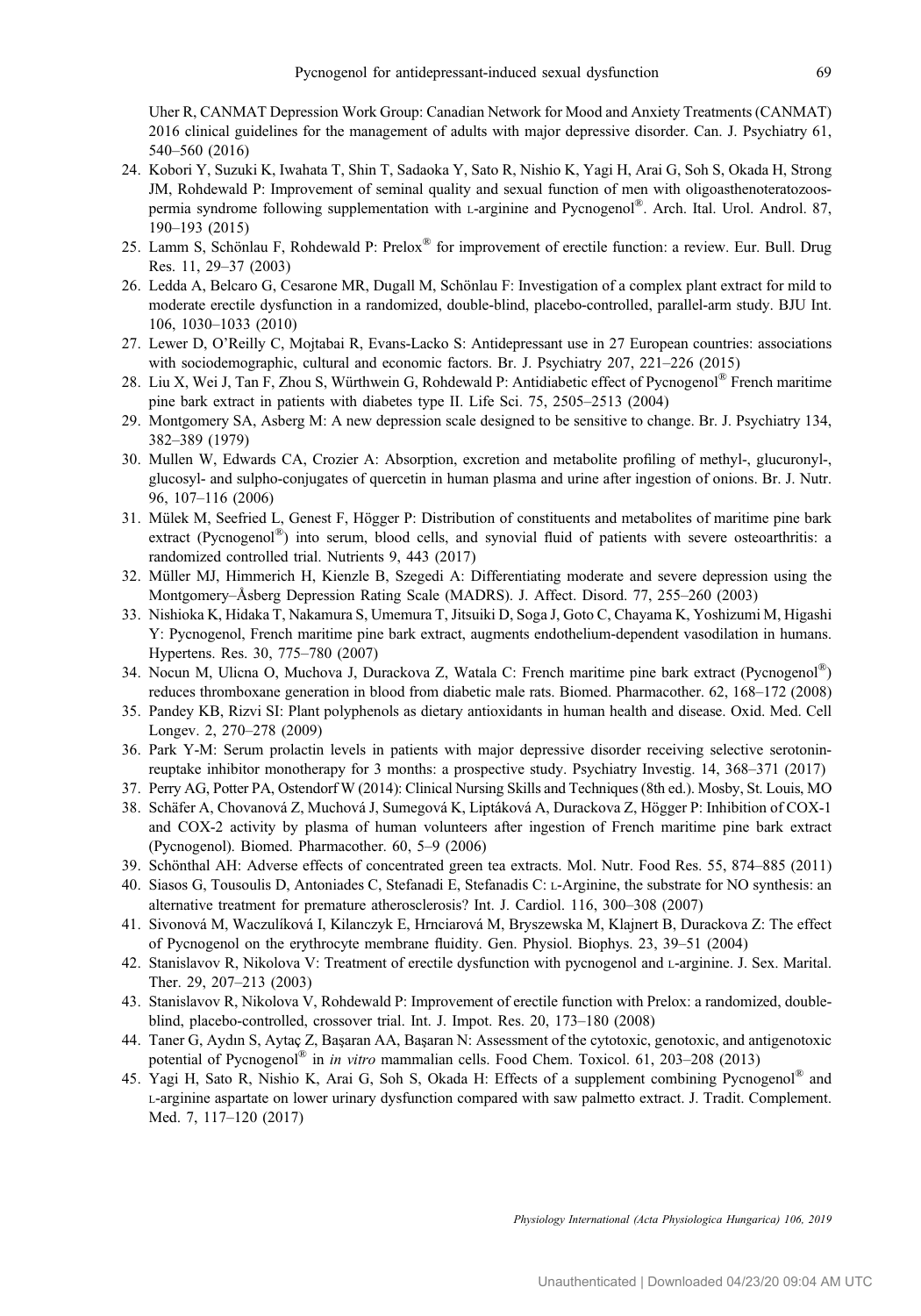Uher R, CANMAT Depression Work Group: Canadian Network for Mood and Anxiety Treatments (CANMAT) 2016 clinical guidelines for the management of adults with major depressive disorder. Can. J. Psychiatry 61, 540–560 (2016)

24. Kobori Y, Suzuki K, Iwahata T, Shin T, Sadaoka Y, Sato R, Nishio K, Yagi H, Arai G, Soh S, Okada H, Strong JM, Rohdewald P: Improvement of seminal quality and sexual function of men with oligoasthenoteratozoospermia syndrome following supplementation with L-arginine and Pycnogenol®. Arch. Ital. Urol. Androl. 87, 190–193 (2015)
25. Lamm S, Schönlau F, Rohdewald P: Prelox® for improvement of erectile function: a review. Eur. Bull. Drug Res. 11, 29–37 (2003)
26. Ledda A, Belcaro G, Cesarone MR, Dugall M, Schönlau F: Investigation of a complex plant extract for mild to moderate erectile dysfunction in a randomized, double-blind, placebo-controlled, parallel-arm study. BJU Int. 106, 1030–1033 (2010)
27. Lewer D, O'Reilly C, Mojtabai R, Evans-Lacko S: Antidepressant use in 27 European countries: associations with sociodemographic, cultural and economic factors. Br. J. Psychiatry 207, 221–226 (2015)
28. Liu X, Wei J, Tan F, Zhou S, Würthwein G, Rohdewald P: Antidiabetic effect of Pycnogenol® French maritime pine bark extract in patients with diabetes type II. Life Sci. 75, 2505–2513 (2004)
29. Montgomery SA, Asberg M: A new depression scale designed to be sensitive to change. Br. J. Psychiatry 134, 382–389 (1979)
30. Mullen W, Edwards CA, Crozier A: Absorption, excretion and metabolite profiling of methyl-, glucuronyl-, glucosyl- and sulpho-conjugates of quercetin in human plasma and urine after ingestion of onions. Br. J. Nutr. 96, 107–116 (2006)
31. Mülek M, Seefried L, Genest F, Högger P: Distribution of constituents and metabolites of maritime pine bark extract (Pycnogenol®) into serum, blood cells, and synovial fluid of patients with severe osteoarthritis: a randomized controlled trial. Nutrients 9, 443 (2017)
32. Müller MJ, Himmerich H, Kienzle B, Szegedi A: Differentiating moderate and severe depression using the Montgomery–Åsberg Depression Rating Scale (MADRS). J. Affect. Disord. 77, 255–260 (2003)
33. Nishioka K, Hidaka T, Nakamura S, Umemura T, Jitsuiki D, Soga J, Goto C, Chayama K, Yoshizumi M, Higashi Y: Pycnogenol, French maritime pine bark extract, augments endothelium-dependent vasodilation in humans. Hypertens. Res. 30, 775–780 (2007)
34. Nocun M, Ulicna O, Muchova J, Durackova Z, Watala C: French maritime pine bark extract (Pycnogenol®) reduces thromboxane generation in blood from diabetic male rats. Biomed. Pharmacother. 62, 168–172 (2008)
35. Pandey KB, Rizvi SI: Plant polyphenols as dietary antioxidants in human health and disease. Oxid. Med. Cell Longev. 2, 270–278 (2009)
36. Park Y-M: Serum prolactin levels in patients with major depressive disorder receiving selective serotonin-reuptake inhibitor monotherapy for 3 months: a prospective study. Psychiatry Investig. 14, 368–371 (2017)
37. Perry AG, Potter PA, Ostendorf W (2014): Clinical Nursing Skills and Techniques (8th ed.). Mosby, St. Louis, MO
38. Schäfer A, Chovanová Z, Muchová J, Sumegová K, Liptáková A, Durackova Z, Högger P: Inhibition of COX-1 and COX-2 activity by plasma of human volunteers after ingestion of French maritime pine bark extract (Pycnogenol). Biomed. Pharmacother. 60, 5–9 (2006)
39. Schönthal AH: Adverse effects of concentrated green tea extracts. Mol. Nutr. Food Res. 55, 874–885 (2011)
40. Siasos G, Tousoulis D, Antoniades C, Stefanadi E, Stefanadis C: L-Arginine, the substrate for NO synthesis: an alternative treatment for premature atherosclerosis? Int. J. Cardiol. 116, 300–308 (2007)
41. Sivonová M, Waczulíková I, Kilanczyk E, Hrnciarová M, Bryszewska M, Klajnert B, Durackova Z: The effect of Pycnogenol on the erythrocyte membrane fluidity. Gen. Physiol. Biophys. 23, 39–51 (2004)
42. Stanislavov R, Nikolova V: Treatment of erectile dysfunction with pycnogenol and L-arginine. J. Sex. Marital. Ther. 29, 207–213 (2003)
43. Stanislavov R, Nikolova V, Rohdewald P: Improvement of erectile function with Prelox: a randomized, double-blind, placebo-controlled, crossover trial. Int. J. Impot. Res. 20, 173–180 (2008)
44. Taner G, Aydın S, Aytaç Z, Başaran AA, Başaran N: Assessment of the cytotoxic, genotoxic, and antigenotoxic potential of Pycnogenol® in *in vitro* mammalian cells. Food Chem. Toxicol. 61, 203–208 (2013)
45. Yagi H, Sato R, Nishio K, Arai G, Soh S, Okada H: Effects of a supplement combining Pycnogenol® and L-arginine aspartate on lower urinary dysfunction compared with saw palmetto extract. J. Tradit. Complement. Med. 7, 117–120 (2017)